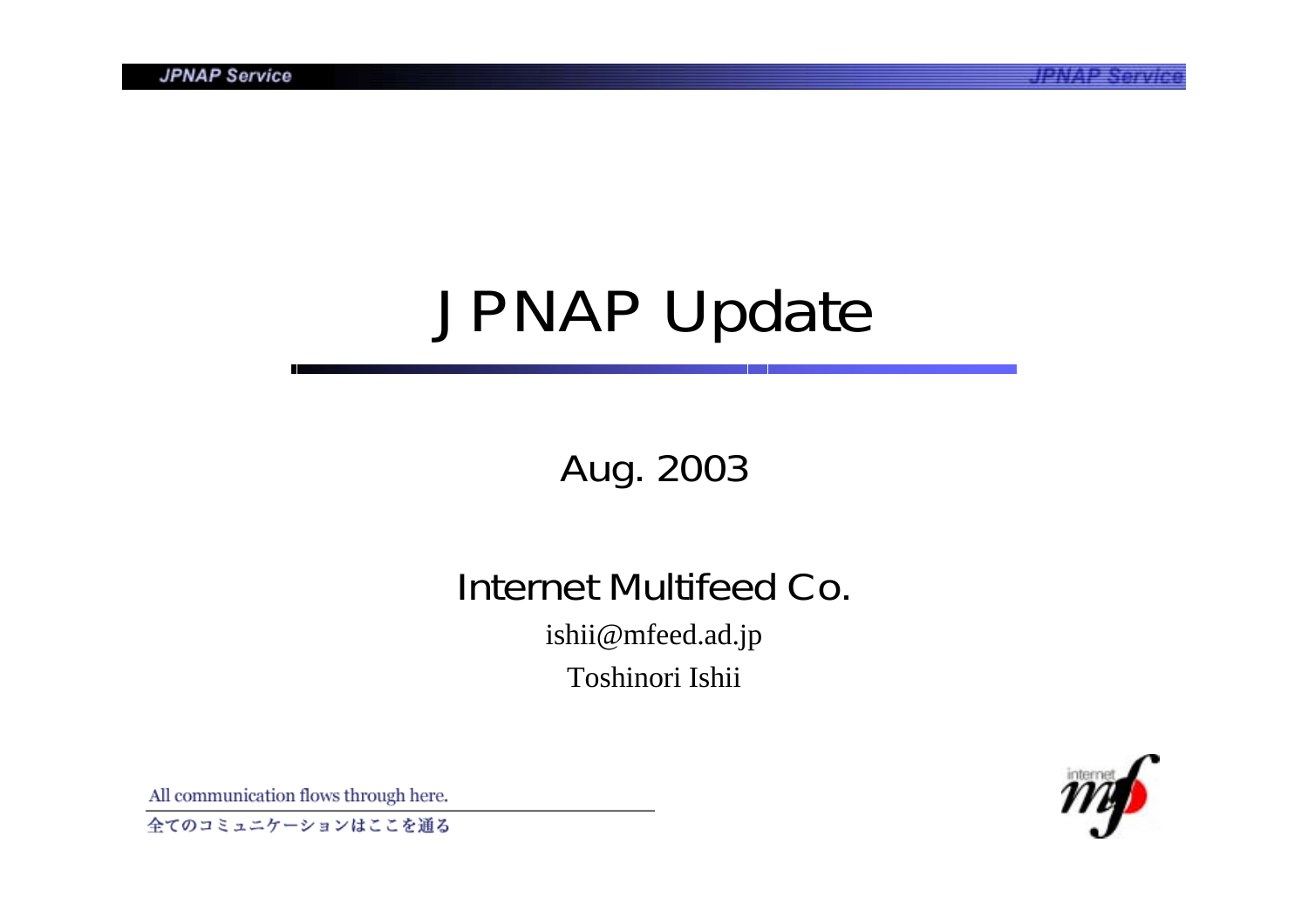# JPNAP Update

Aug. 2003

Internet Multifeed Co.

ishii@mfeed.ad.jp

Toshinori Ishii

All communication flows through here.

全てのコミュニケーションはここを通る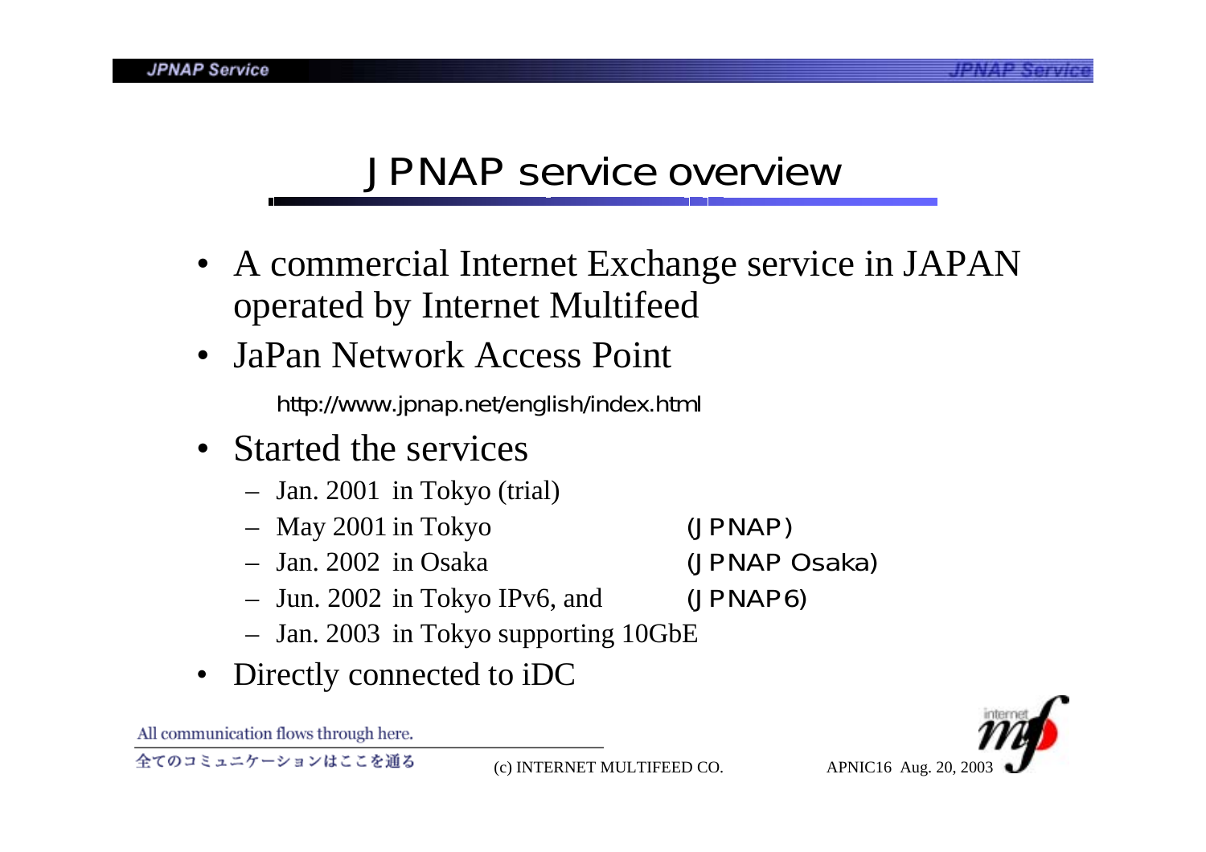# JPNAP service overview

- A commercial Internet Exchange service in JAPAN operated by Internet Multifeed
- JaPan Network Access Point

  http://www.jpnap.net/english/index.html

- Started the services
  - Jan. 2001 in Tokyo (trial)
  - May 2001 in Tokyo (JPNAP)
  - Jan. 2002 in Osaka (JPNAP Osaka)
  - Jun. 2002 in Tokyo IPv6, and (JPNAP6)
  - Jan. 2003 in Tokyo supporting 10GbE
- Directly connected to iDC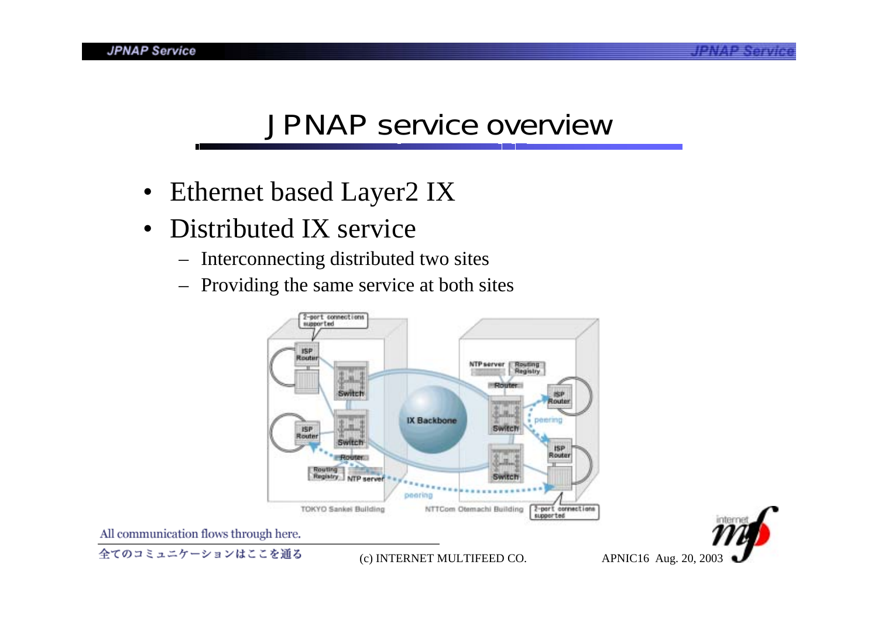# JPNAP service overview

- Ethernet based Layer2 IX
- Distributed IX service
  - Interconnecting distributed two sites
  - Providing the same service at both sites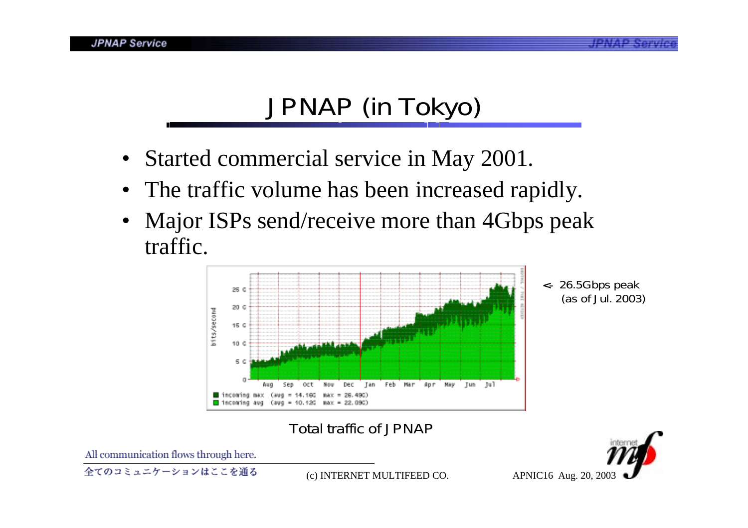# JPNAP (in Tokyo)

- Started commercial service in May 2001.
- The traffic volume has been increased rapidly.
- Major ISPs send/receive more than 4Gbps peak traffic.

<- 26.5Gbps peak (as of Jul. 2003)

Total traffic of JPNAP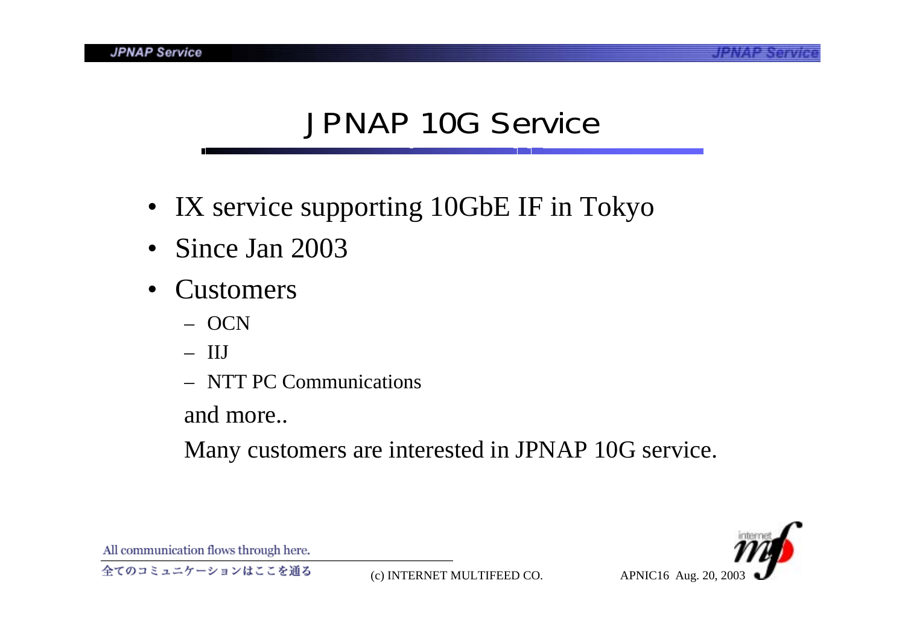# JPNAP 10G Service

- IX service supporting 10GbE IF in Tokyo
- Since Jan 2003
- Customers
  - OCN
  - IIJ
  - NTT PC Communications

  and more..

  Many customers are interested in JPNAP 10G service.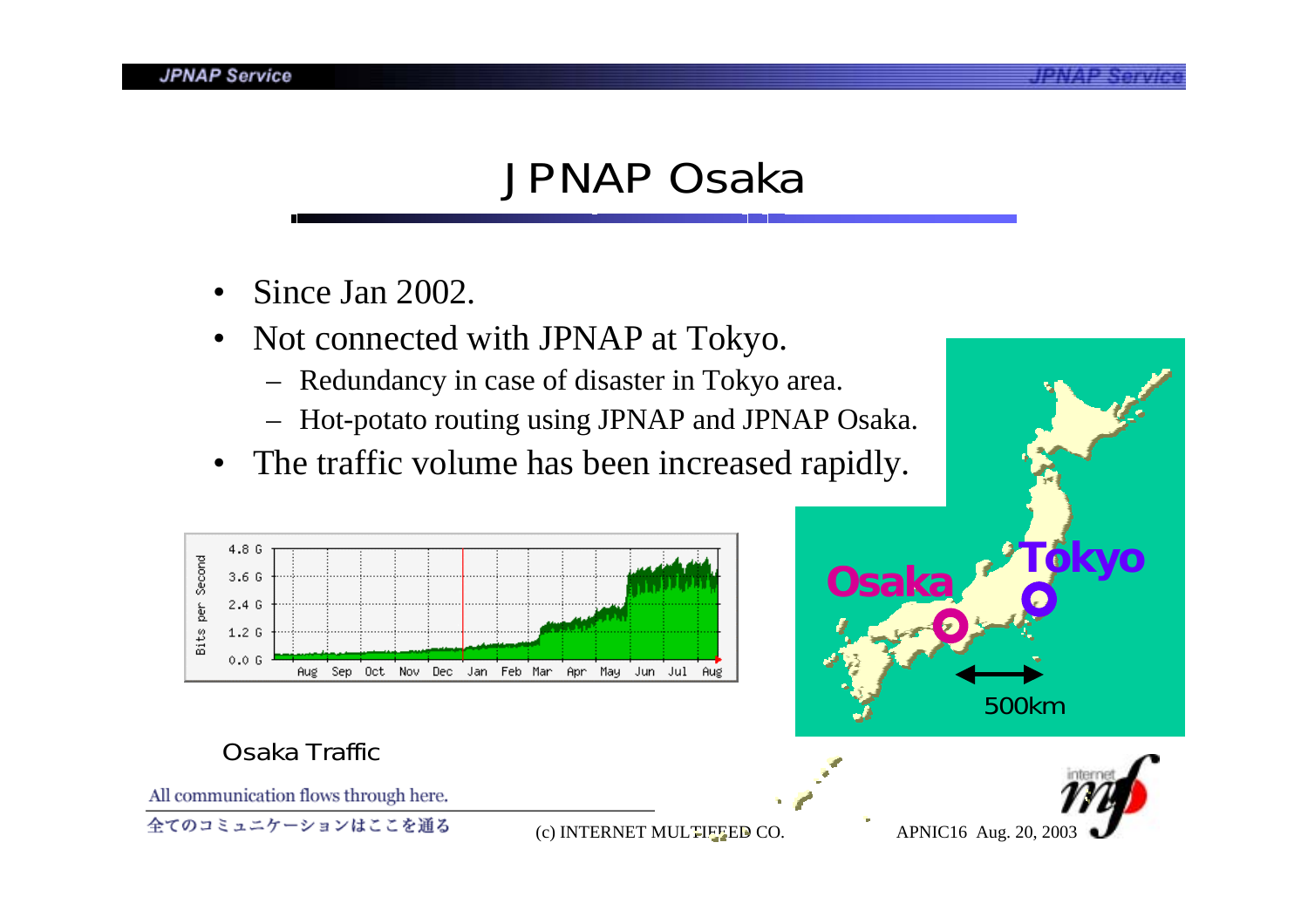# JPNAP Osaka

- Since Jan 2002.
- Not connected with JPNAP at Tokyo.
  - Redundancy in case of disaster in Tokyo area.
  - Hot-potato routing using JPNAP and JPNAP Osaka.
- The traffic volume has been increased rapidly.

Osaka Traffic

All communication flows through here.

全てのコミュニケーションはここを通る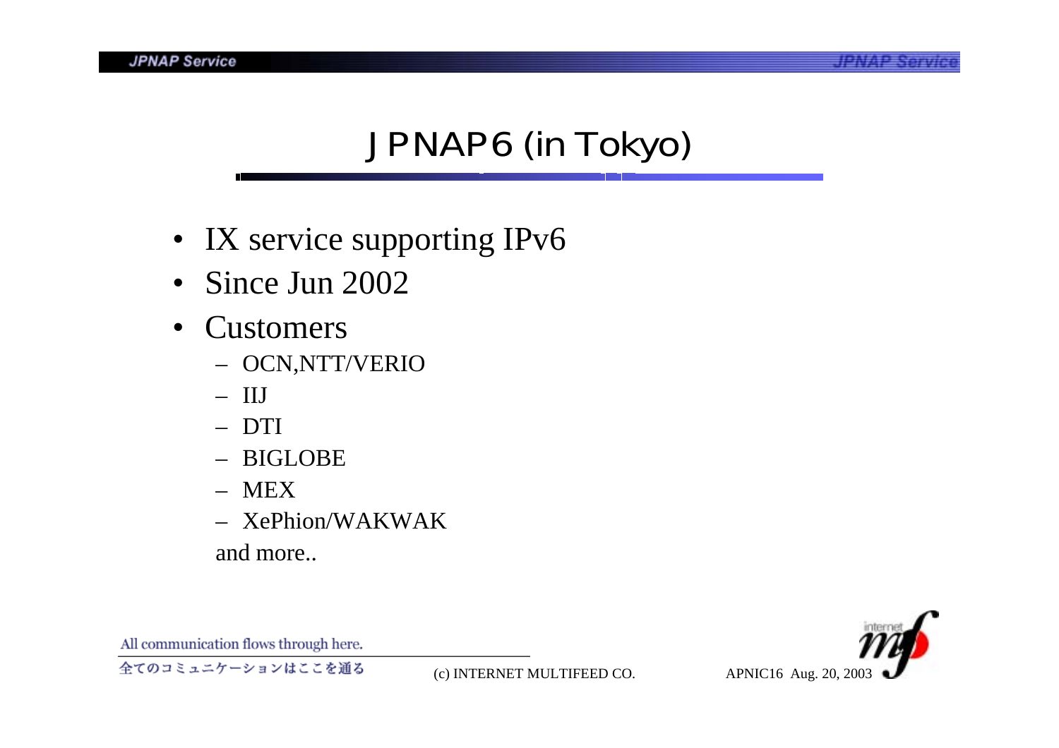# JPNAP6 (in Tokyo)

- IX service supporting IPv6
- Since Jun 2002
- Customers
  - OCN,NTT/VERIO
  - IIJ
  - DTI
  - BIGLOBE
  - MEX
  - XePhion/WAKWAK

  and more..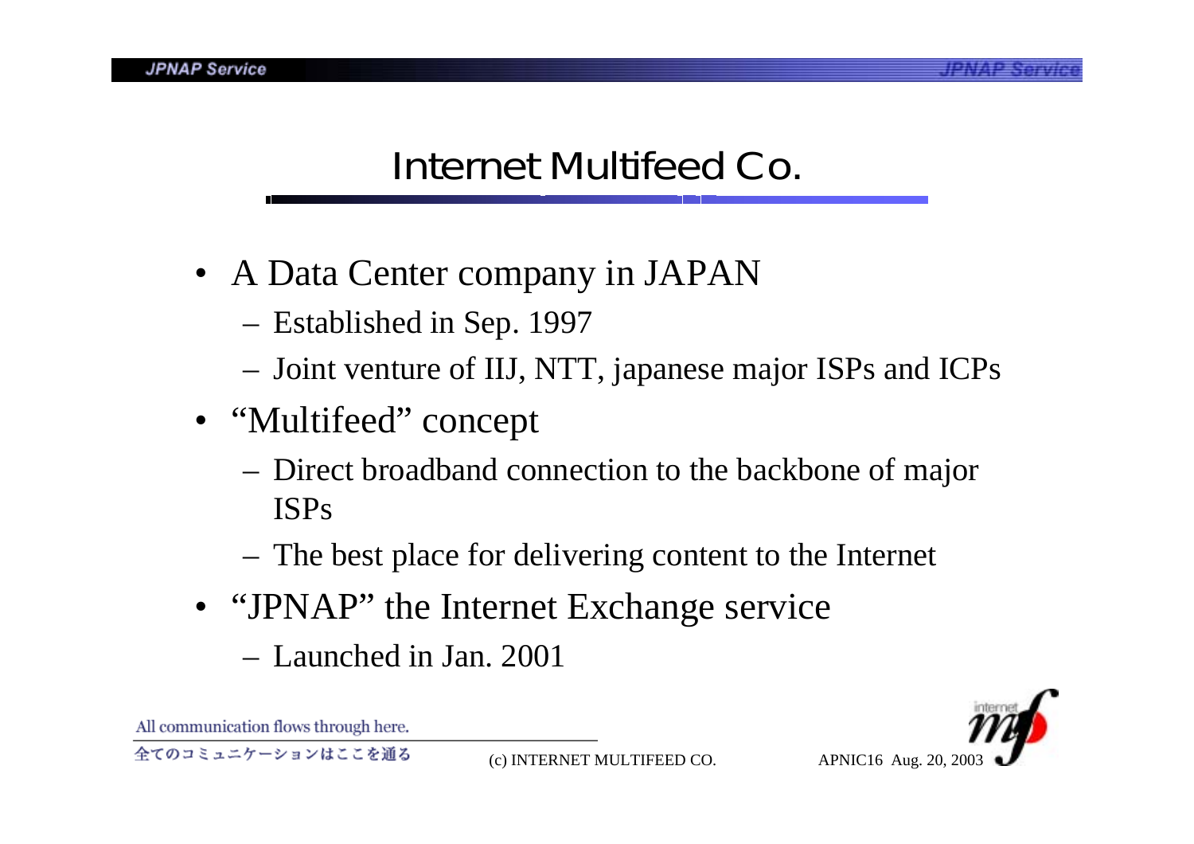# Internet Multifeed Co.

- A Data Center company in JAPAN
  - Established in Sep. 1997
  - Joint venture of IIJ, NTT, japanese major ISPs and ICPs
- "Multifeed" concept
  - Direct broadband connection to the backbone of major ISPs
  - The best place for delivering content to the Internet
- "JPNAP" the Internet Exchange service
  - Launched in Jan. 2001

All communication flows through here.

全てのコミュニケーションはここを通る